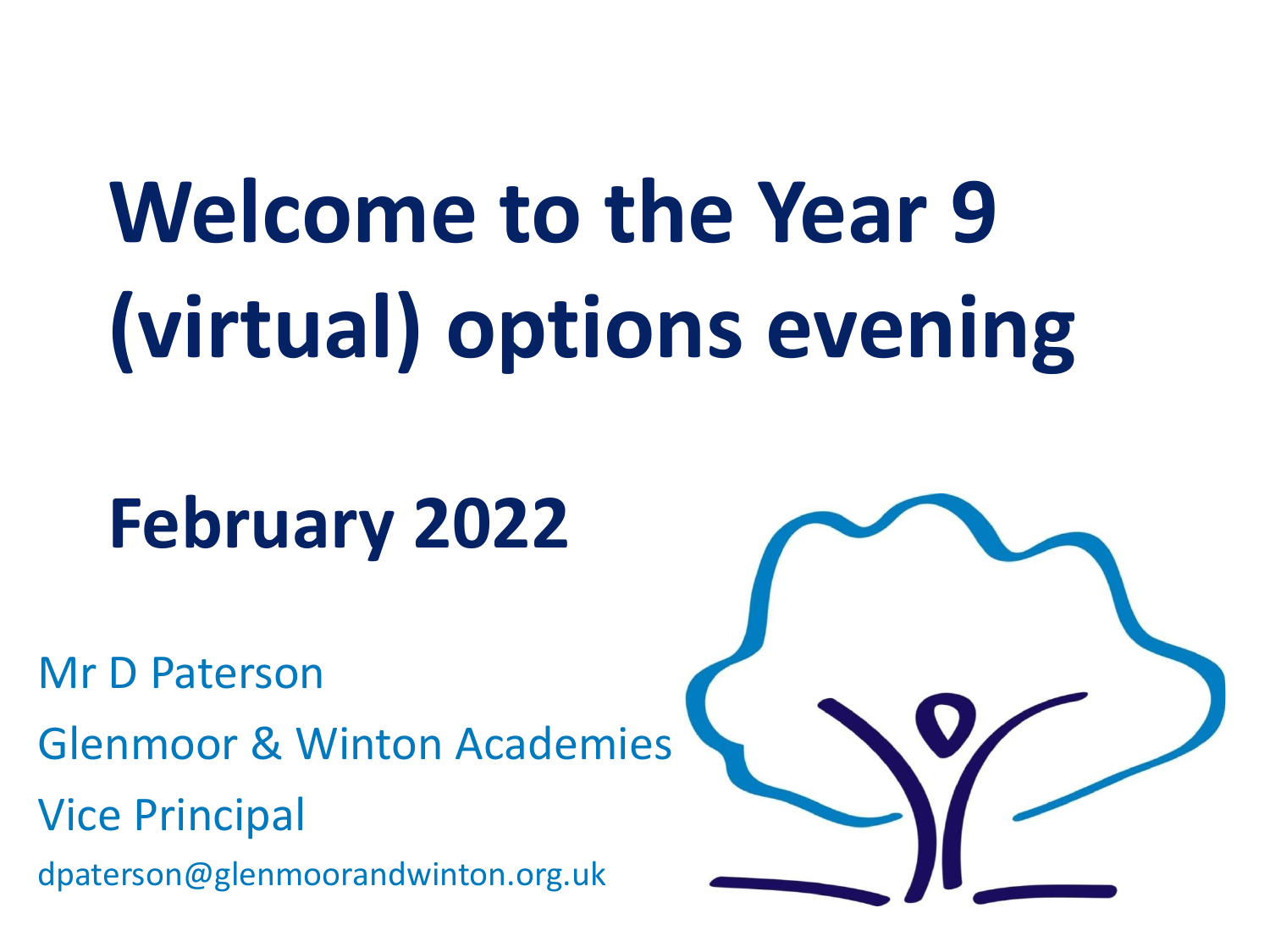# Welcome to the Year 9 (virtual) options evening

## February 2022

Mr D Paterson

Glenmoor & Winton Academies

Vice Principal

dpaterson@glenmoorandwinton.org.uk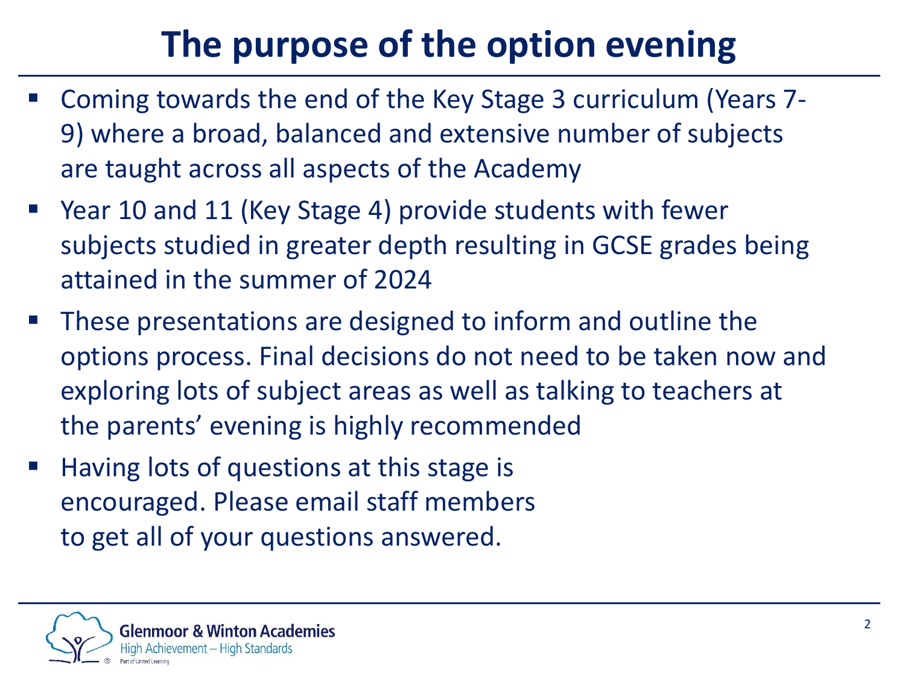# The purpose of the option evening

- Coming towards the end of the Key Stage 3 curriculum (Years 7-9) where a broad, balanced and extensive number of subjects are taught across all aspects of the Academy
- Year 10 and 11 (Key Stage 4) provide students with fewer subjects studied in greater depth resulting in GCSE grades being attained in the summer of 2024
- These presentations are designed to inform and outline the options process. Final decisions do not need to be taken now and exploring lots of subject areas as well as talking to teachers at the parents' evening is highly recommended
- Having lots of questions at this stage is encouraged. Please email staff members to get all of your questions answered.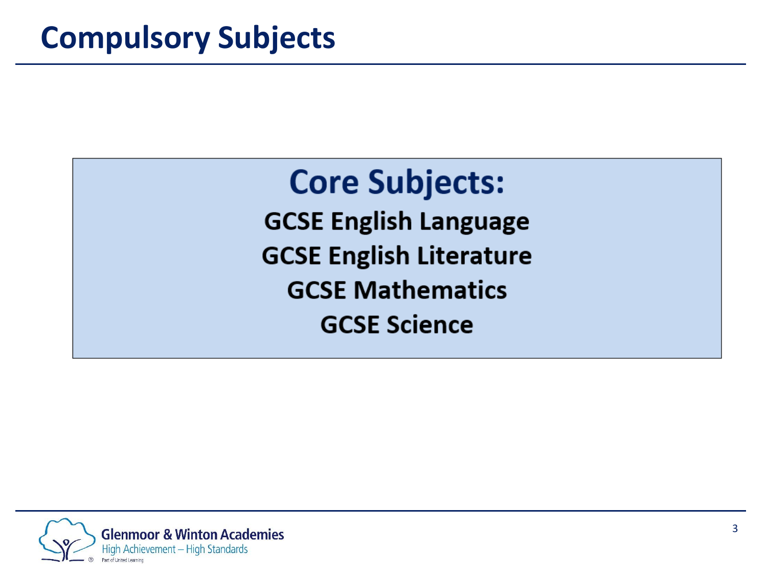# Compulsory Subjects

## Core Subjects:

**GCSE English Language**

**GCSE English Literature**

**GCSE Mathematics**

**GCSE Science**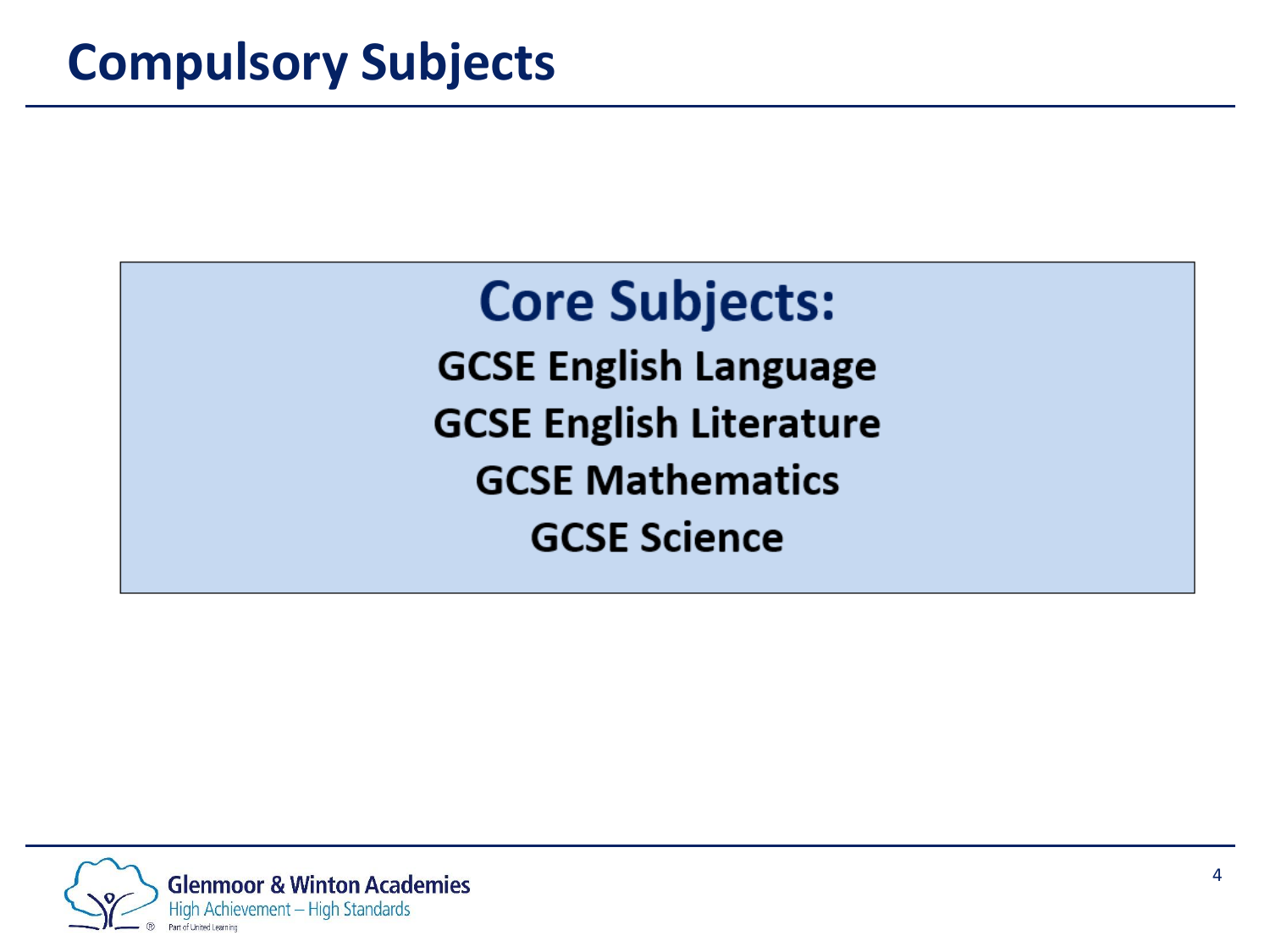# Compulsory Subjects

## Core Subjects:

**GCSE English Language**

**GCSE English Literature**

**GCSE Mathematics**

**GCSE Science**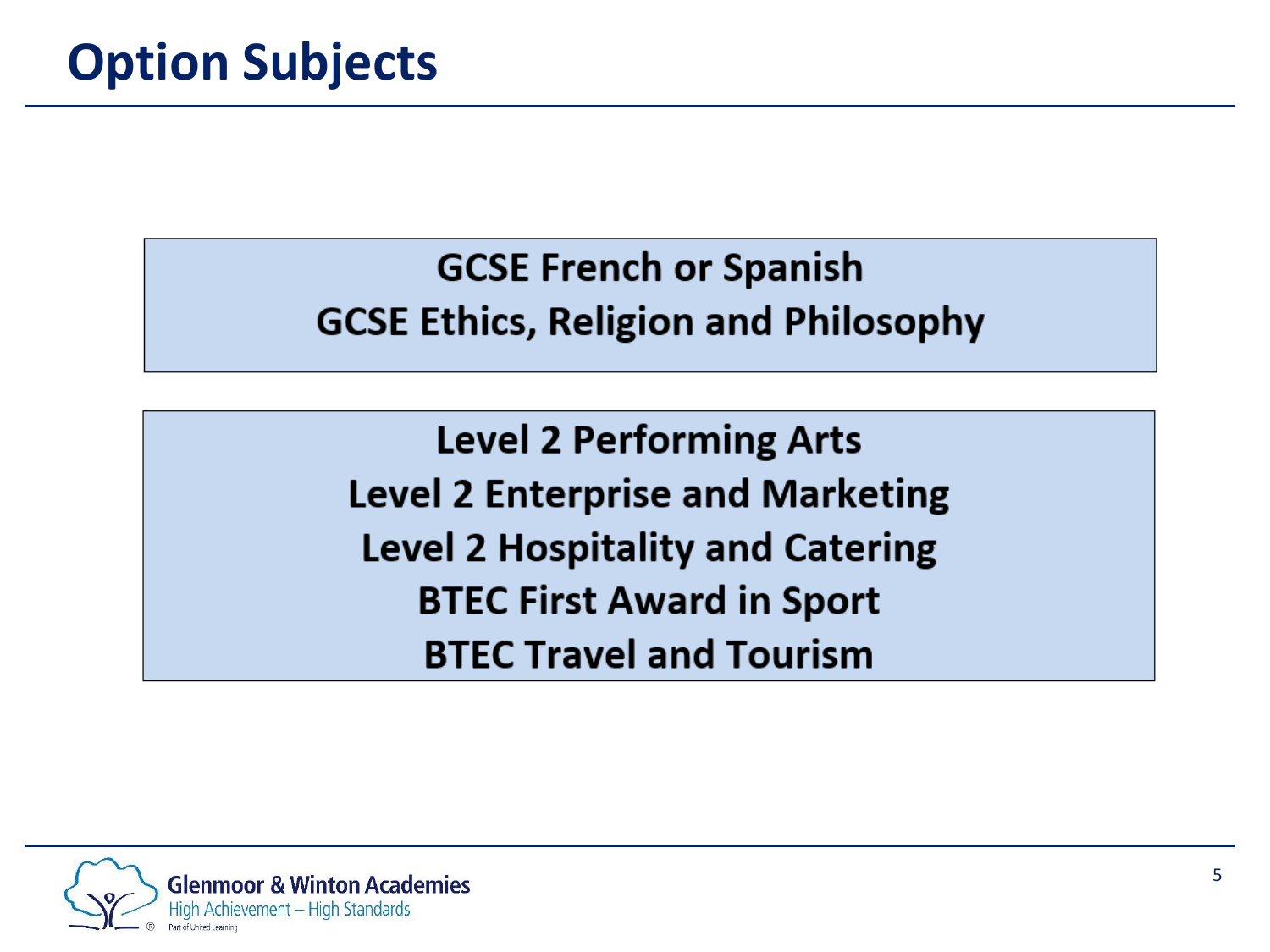# Option Subjects

**GCSE French or Spanish**
**GCSE Ethics, Religion and Philosophy**

**Level 2 Performing Arts**
**Level 2 Enterprise and Marketing**
**Level 2 Hospitality and Catering**
**BTEC First Award in Sport**
**BTEC Travel and Tourism**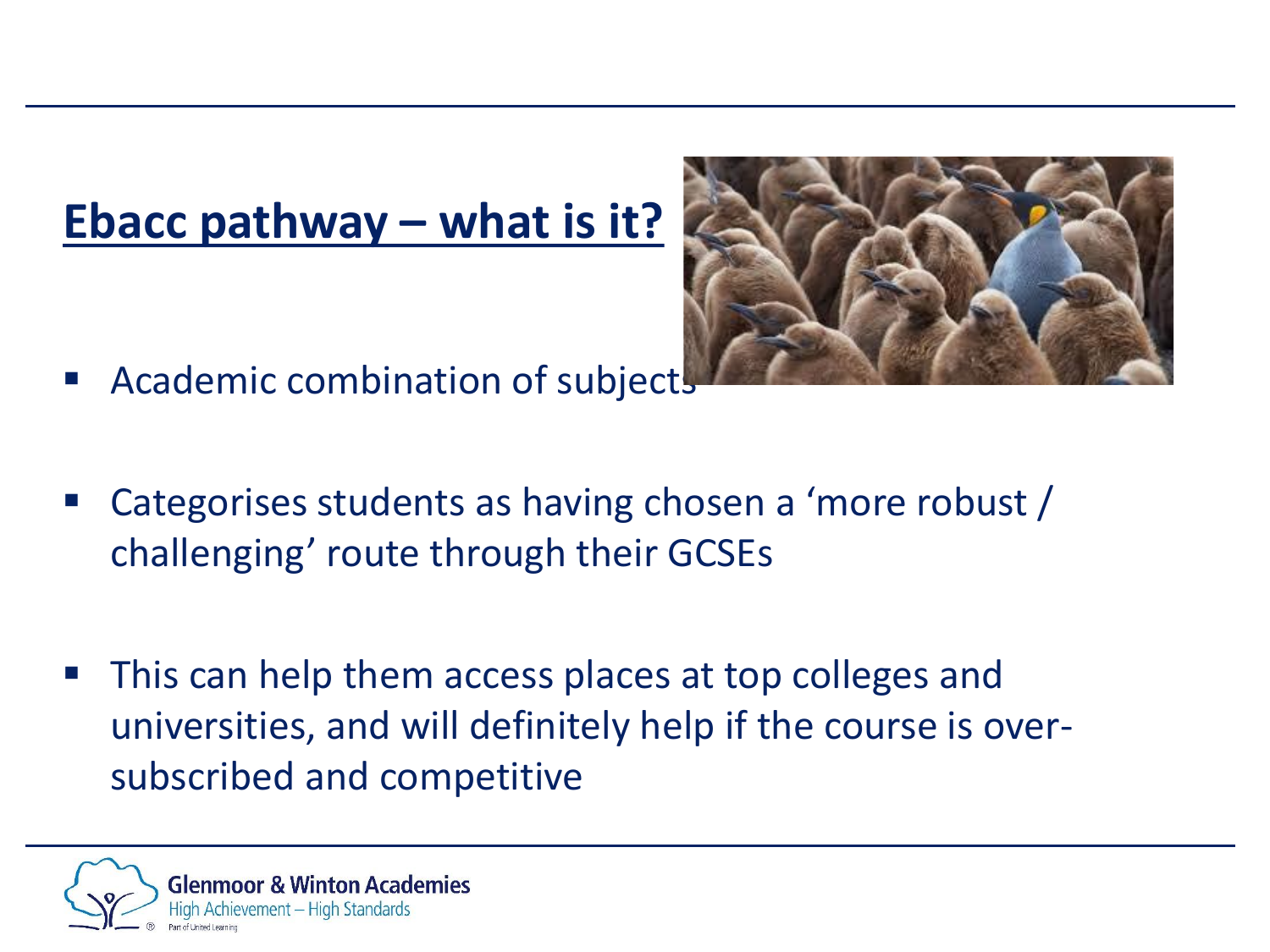## Ebacc pathway – what is it?

- Academic combination of subjects
- Categorises students as having chosen a 'more robust / challenging' route through their GCSEs
- This can help them access places at top colleges and universities, and will definitely help if the course is over-subscribed and competitive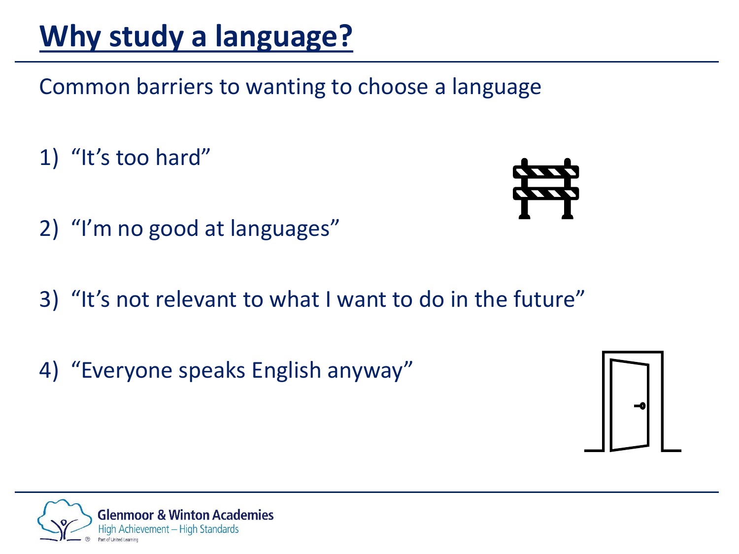# Why study a language?

Common barriers to wanting to choose a language

1) "It's too hard"

2) "I'm no good at languages"

3) "It's not relevant to what I want to do in the future"

4) "Everyone speaks English anyway"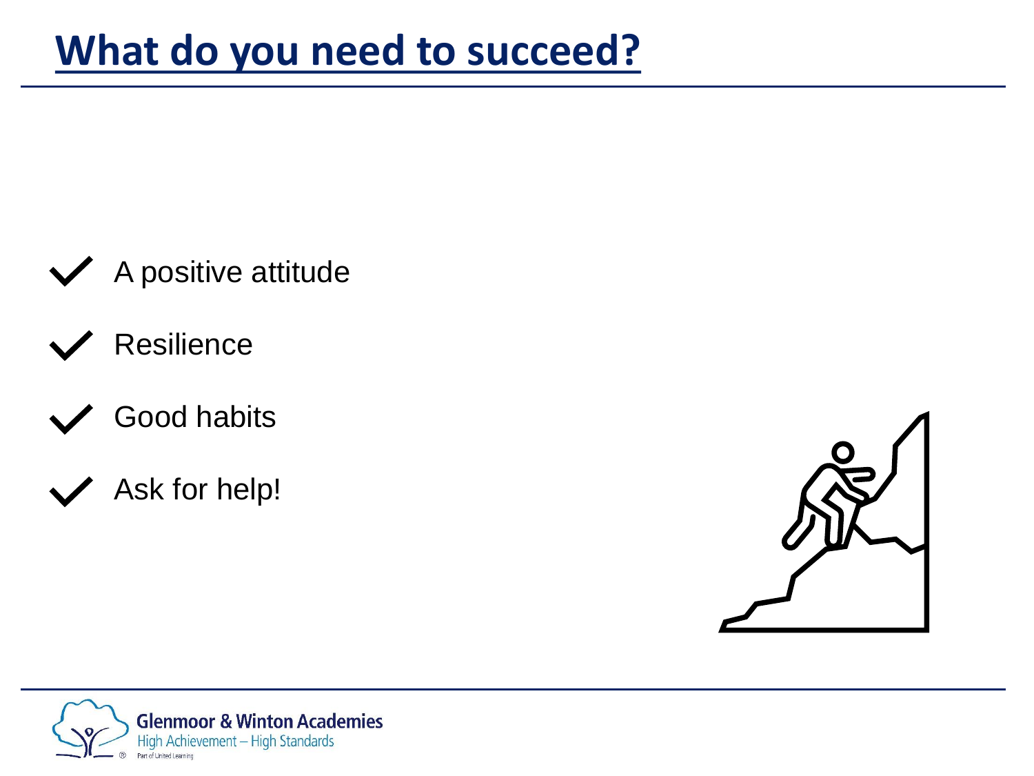# What do you need to succeed?

- ✓ A positive attitude
- ✓ Resilience
- ✓ Good habits
- ✓ Ask for help!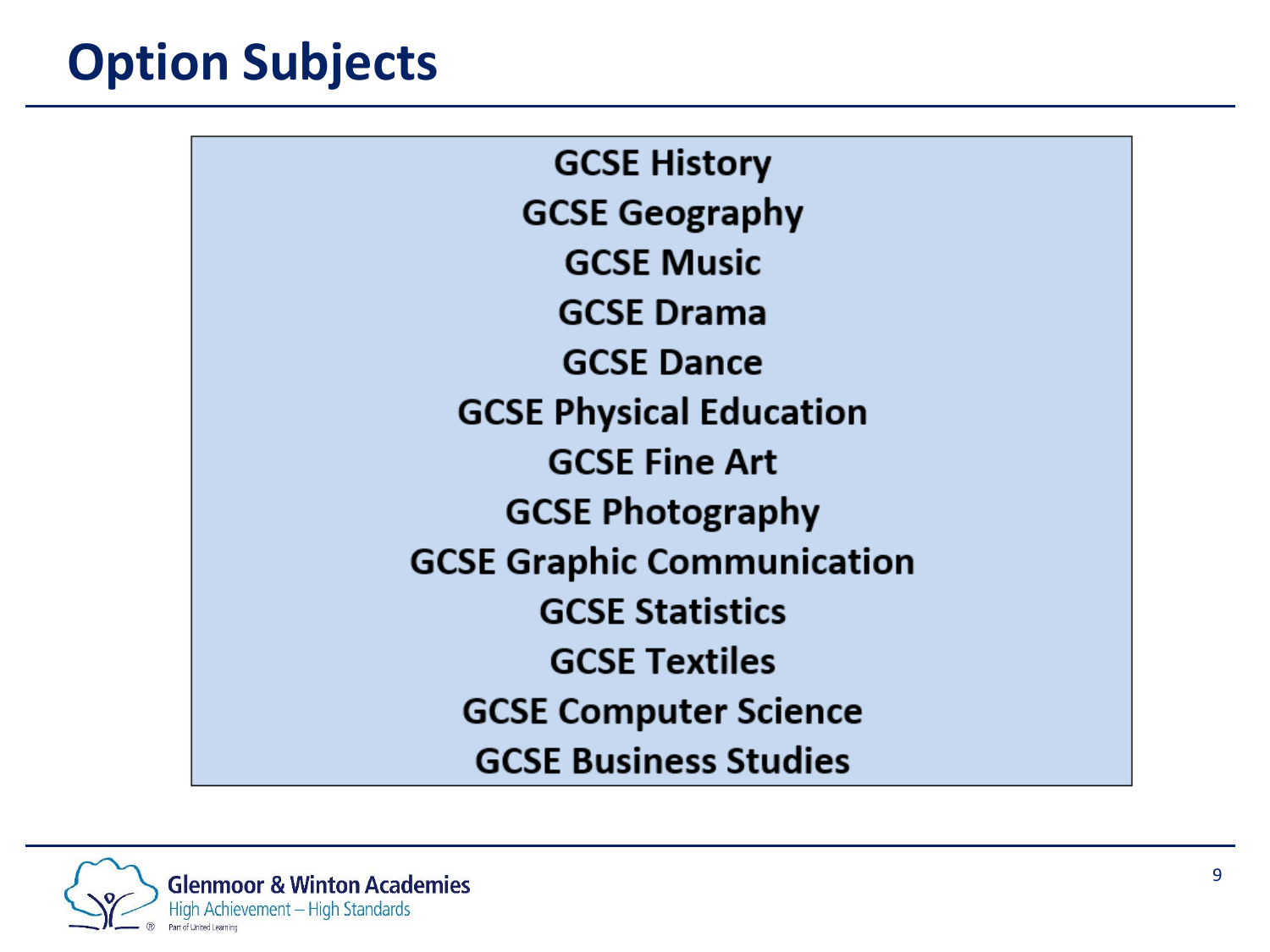# Option Subjects

GCSE History

GCSE Geography

GCSE Music

GCSE Drama

GCSE Dance

GCSE Physical Education

GCSE Fine Art

GCSE Photography

GCSE Graphic Communication

GCSE Statistics

GCSE Textiles

GCSE Computer Science

GCSE Business Studies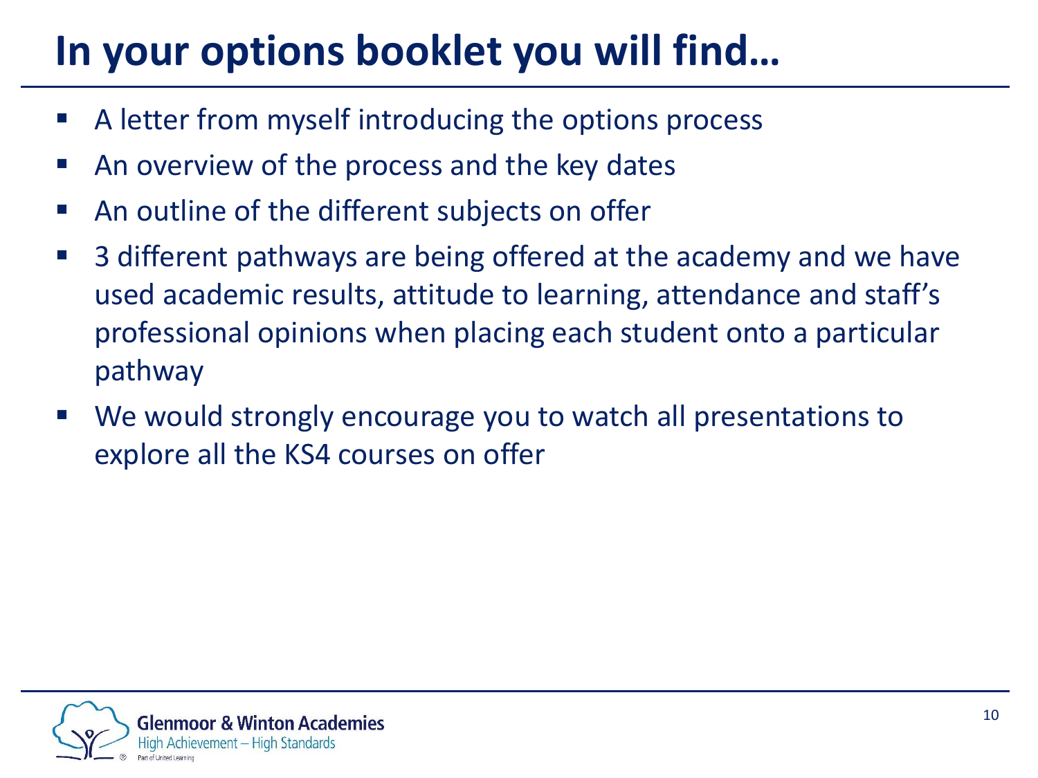# In your options booklet you will find…

- A letter from myself introducing the options process
- An overview of the process and the key dates
- An outline of the different subjects on offer
- 3 different pathways are being offered at the academy and we have used academic results, attitude to learning, attendance and staff's professional opinions when placing each student onto a particular pathway
- We would strongly encourage you to watch all presentations to explore all the KS4 courses on offer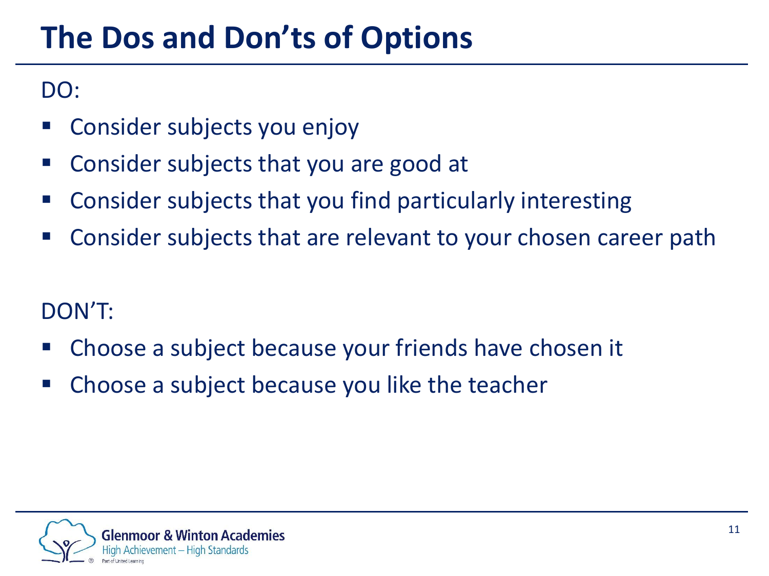# The Dos and Don’ts of Options

DO:

- Consider subjects you enjoy
- Consider subjects that you are good at
- Consider subjects that you find particularly interesting
- Consider subjects that are relevant to your chosen career path

DON’T:

- Choose a subject because your friends have chosen it
- Choose a subject because you like the teacher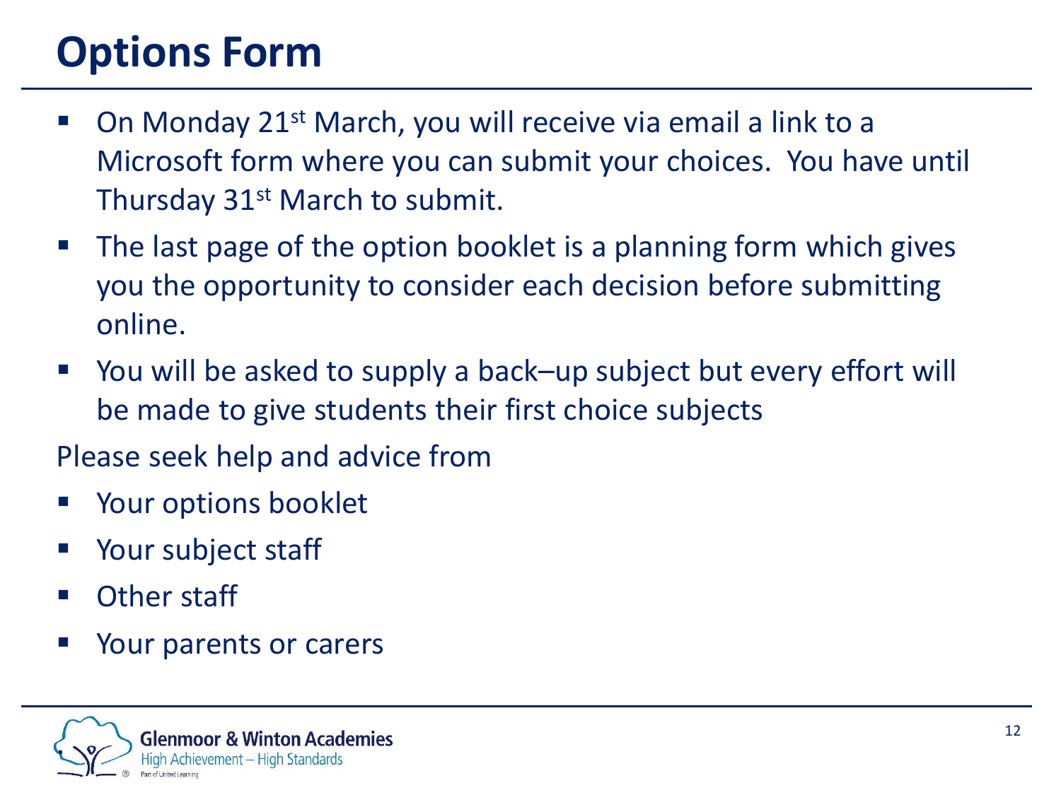# Options Form

- On Monday 21st March, you will receive via email a link to a Microsoft form where you can submit your choices. You have until Thursday 31st March to submit.
- The last page of the option booklet is a planning form which gives you the opportunity to consider each decision before submitting online.
- You will be asked to supply a back–up subject but every effort will be made to give students their first choice subjects

Please seek help and advice from

- Your options booklet
- Your subject staff
- Other staff
- Your parents or carers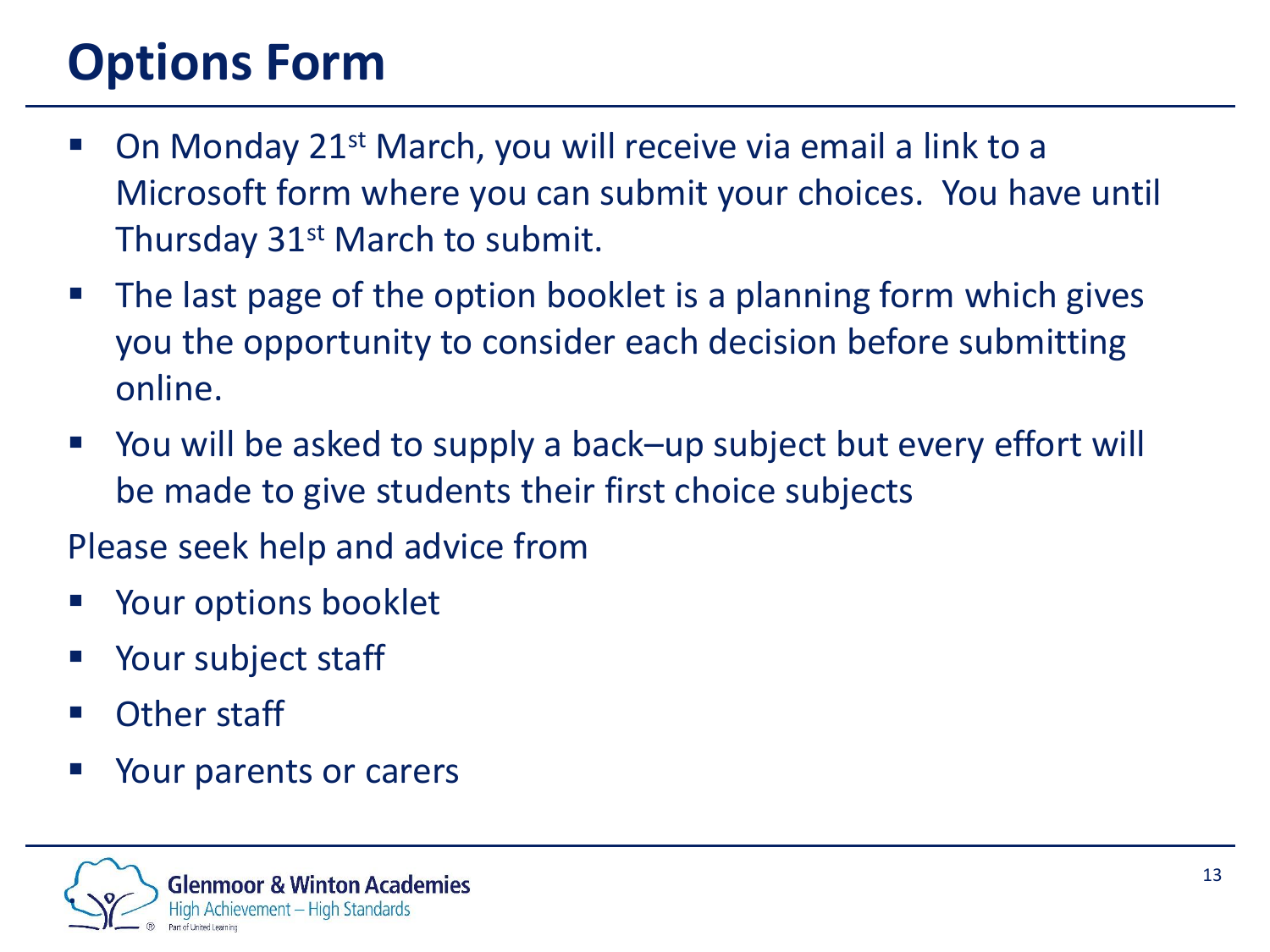# Options Form

- On Monday 21st March, you will receive via email a link to a Microsoft form where you can submit your choices. You have until Thursday 31st March to submit.
- The last page of the option booklet is a planning form which gives you the opportunity to consider each decision before submitting online.
- You will be asked to supply a back–up subject but every effort will be made to give students their first choice subjects

Please seek help and advice from

- Your options booklet
- Your subject staff
- Other staff
- Your parents or carers

Glenmoor & Winton Academies
High Achievement – High Standards
Part of United Learning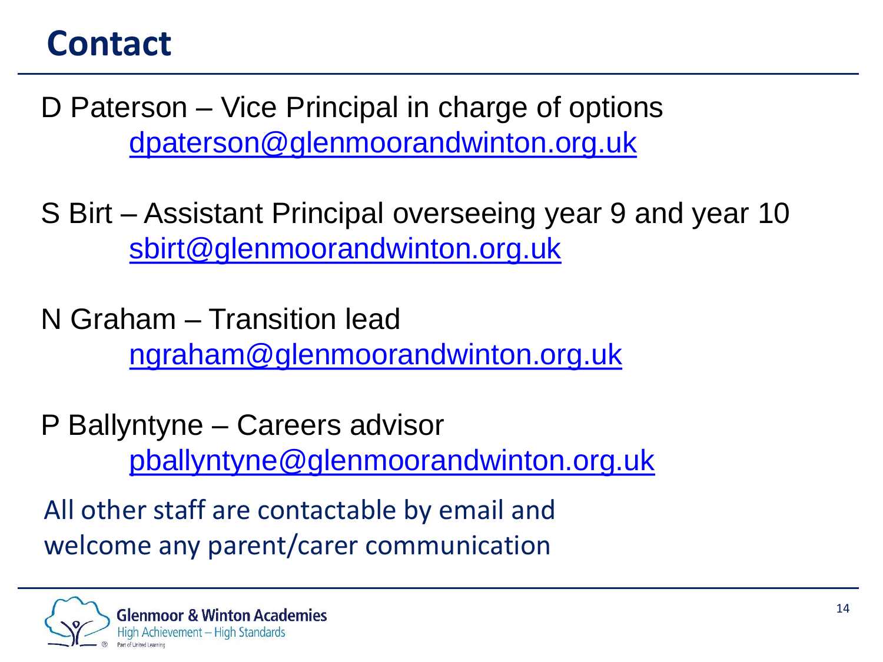# Contact

D Paterson – Vice Principal in charge of options
dpaterson@glenmoorandwinton.org.uk

S Birt – Assistant Principal overseeing year 9 and year 10
sbirt@glenmoorandwinton.org.uk

N Graham – Transition lead
ngraham@glenmoorandwinton.org.uk

P Ballyntyne – Careers advisor
pballyntyne@glenmoorandwinton.org.uk

All other staff are contactable by email and welcome any parent/carer communication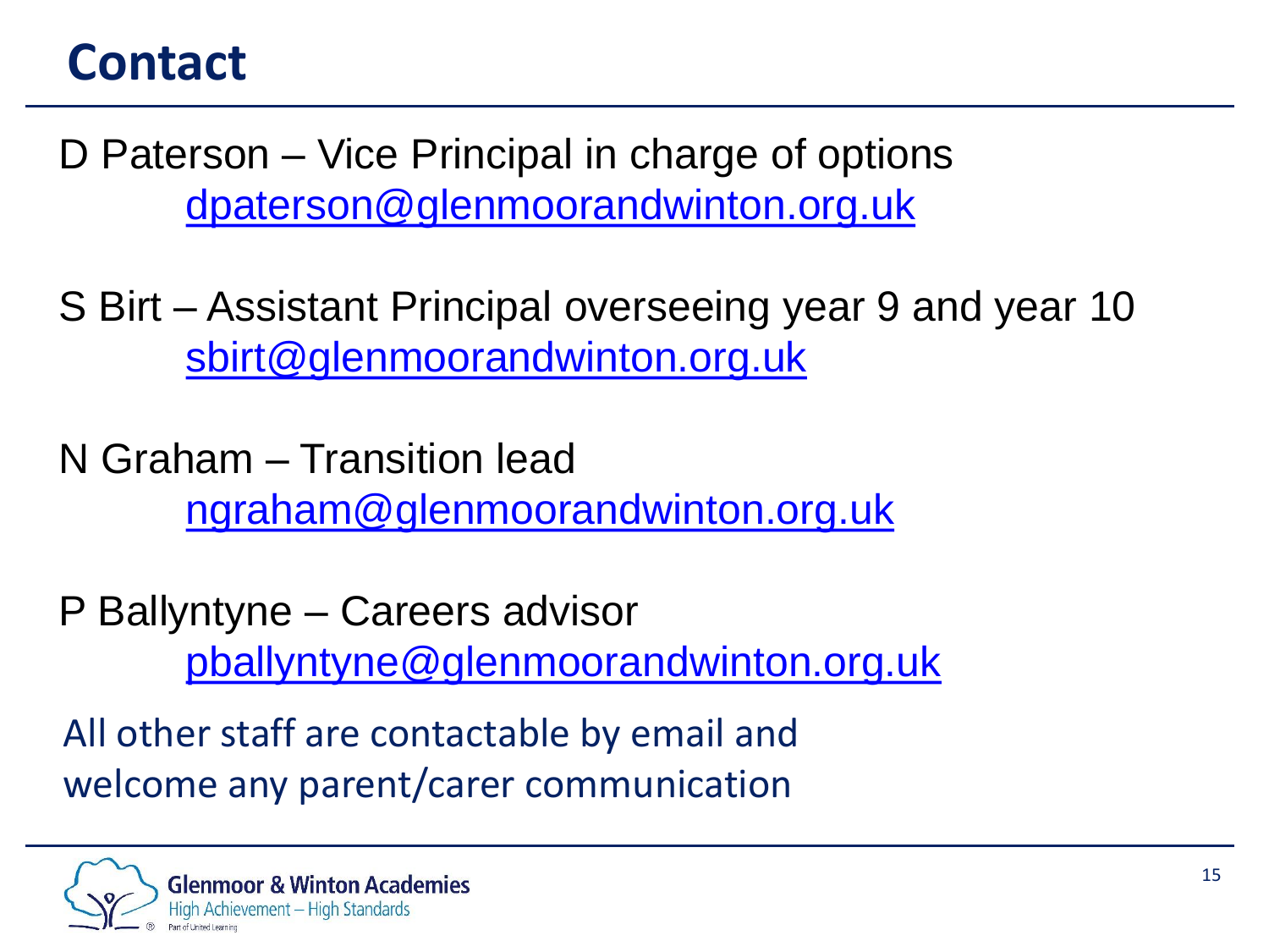# Contact

D Paterson – Vice Principal in charge of options
dpaterson@glenmoorandwinton.org.uk

S Birt – Assistant Principal overseeing year 9 and year 10
sbirt@glenmoorandwinton.org.uk

N Graham – Transition lead
ngraham@glenmoorandwinton.org.uk

P Ballyntyne – Careers advisor
pballyntyne@glenmoorandwinton.org.uk

All other staff are contactable by email and welcome any parent/carer communication

Glenmoor & Winton Academies
High Achievement – High Standards
Part of United Learning